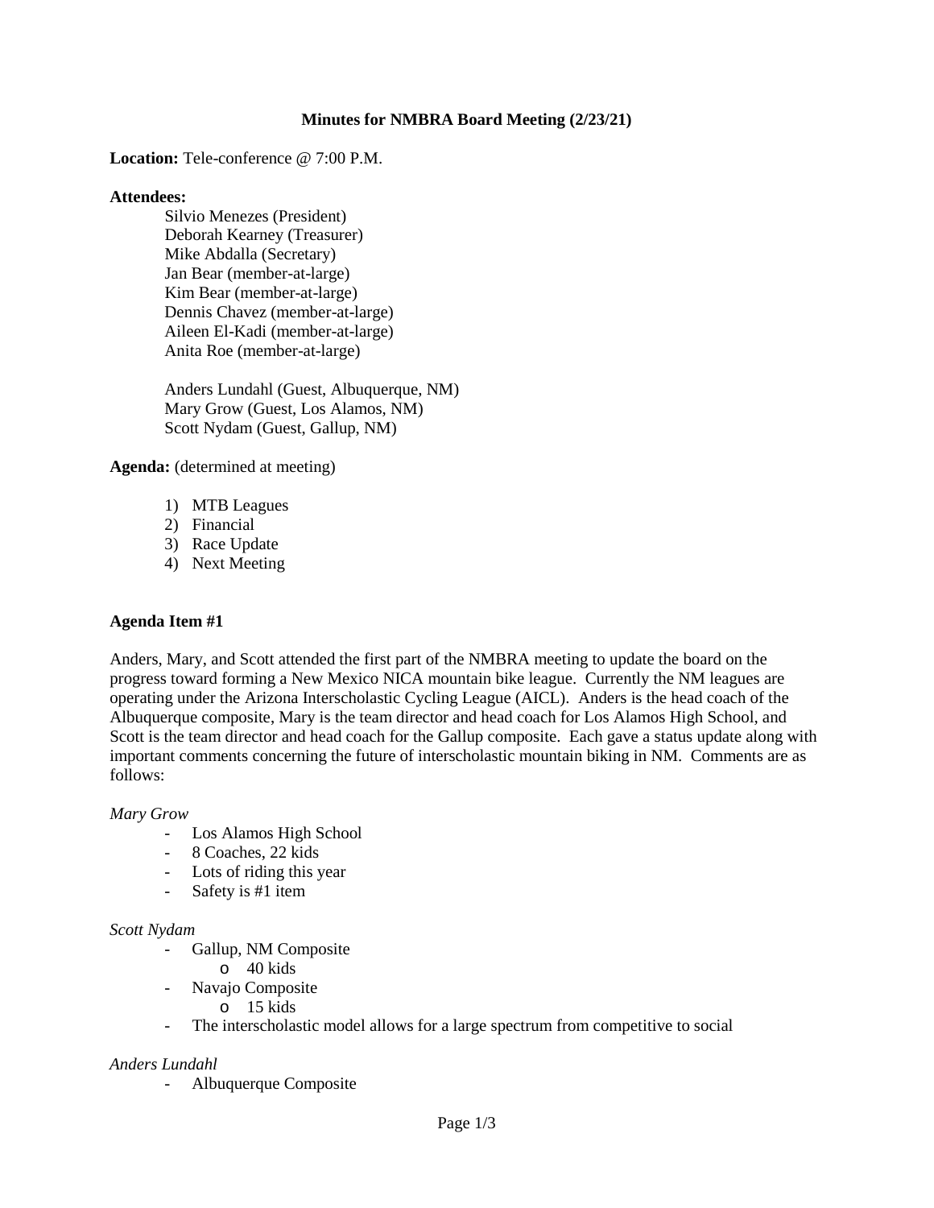# Minutes for NMBRA Board Meeting (2/23/21)

**Location:** Tele-conference @ 7:00 P.M.

**Attendees:**

Silvio Menezes (President)
Deborah Kearney (Treasurer)
Mike Abdalla (Secretary)
Jan Bear (member-at-large)
Kim Bear (member-at-large)
Dennis Chavez (member-at-large)
Aileen El-Kadi (member-at-large)
Anita Roe (member-at-large)

Anders Lundahl (Guest, Albuquerque, NM)
Mary Grow (Guest, Los Alamos, NM)
Scott Nydam (Guest, Gallup, NM)

**Agenda:** (determined at meeting)

1) MTB Leagues
2) Financial
3) Race Update
4) Next Meeting

**Agenda Item #1**

Anders, Mary, and Scott attended the first part of the NMBRA meeting to update the board on the progress toward forming a New Mexico NICA mountain bike league. Currently the NM leagues are operating under the Arizona Interscholastic Cycling League (AICL). Anders is the head coach of the Albuquerque composite, Mary is the team director and head coach for Los Alamos High School, and Scott is the team director and head coach for the Gallup composite. Each gave a status update along with important comments concerning the future of interscholastic mountain biking in NM. Comments are as follows:

*Mary Grow*

- Los Alamos High School
- 8 Coaches, 22 kids
- Lots of riding this year
- Safety is #1 item

*Scott Nydam*

- Gallup, NM Composite
  - 40 kids
- Navajo Composite
  - 15 kids
- The interscholastic model allows for a large spectrum from competitive to social

*Anders Lundahl*

- Albuquerque Composite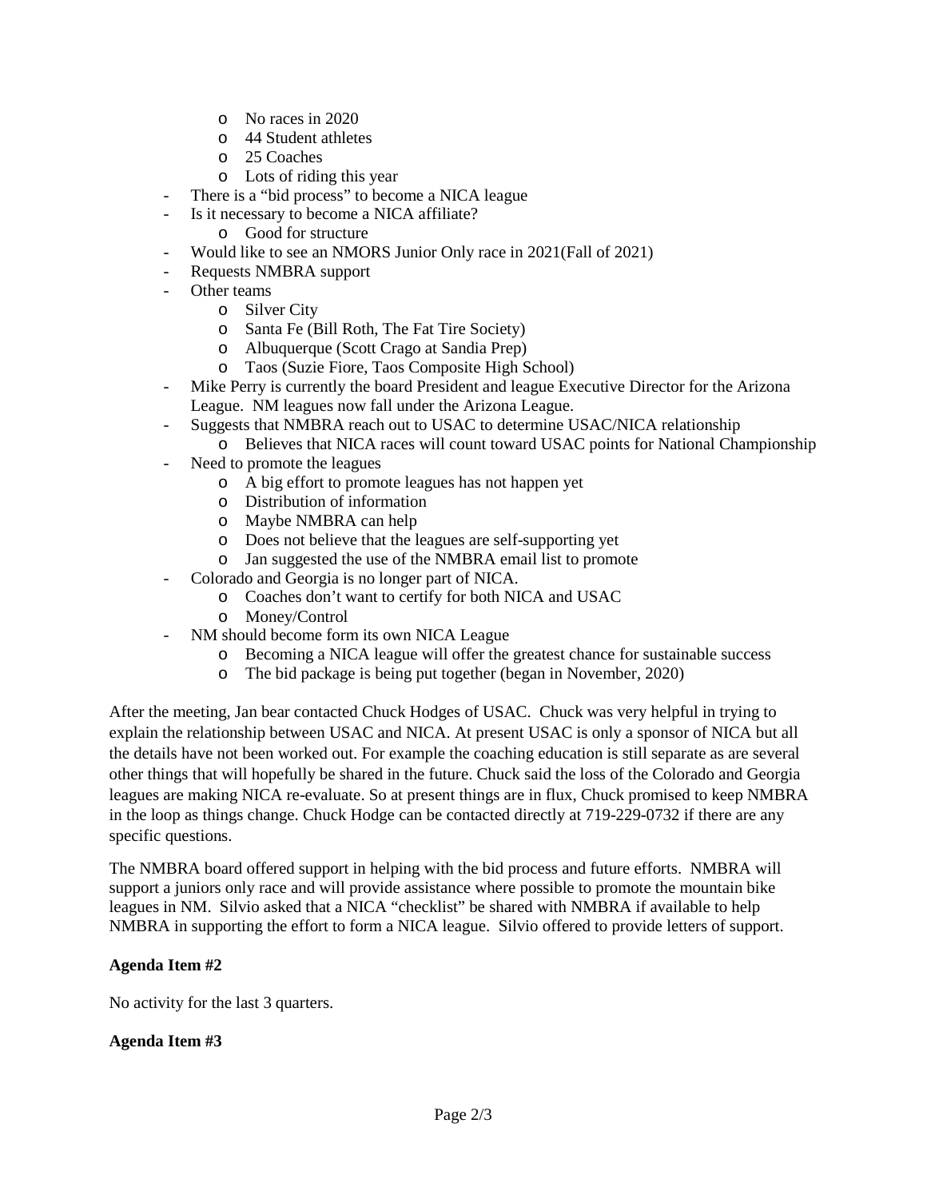- No races in 2020
  - 44 Student athletes
  - 25 Coaches
  - Lots of riding this year
- There is a "bid process" to become a NICA league
- Is it necessary to become a NICA affiliate?
  - Good for structure
- Would like to see an NMORS Junior Only race in 2021(Fall of 2021)
- Requests NMBRA support
- Other teams
  - Silver City
  - Santa Fe (Bill Roth, The Fat Tire Society)
  - Albuquerque (Scott Crago at Sandia Prep)
  - Taos (Suzie Fiore, Taos Composite High School)
- Mike Perry is currently the board President and league Executive Director for the Arizona League. NM leagues now fall under the Arizona League.
- Suggests that NMBRA reach out to USAC to determine USAC/NICA relationship
  - Believes that NICA races will count toward USAC points for National Championship
- Need to promote the leagues
  - A big effort to promote leagues has not happen yet
  - Distribution of information
  - Maybe NMBRA can help
  - Does not believe that the leagues are self-supporting yet
  - Jan suggested the use of the NMBRA email list to promote
- Colorado and Georgia is no longer part of NICA.
  - Coaches don't want to certify for both NICA and USAC
  - Money/Control
- NM should become form its own NICA League
  - Becoming a NICA league will offer the greatest chance for sustainable success
  - The bid package is being put together (began in November, 2020)

After the meeting, Jan bear contacted Chuck Hodges of USAC. Chuck was very helpful in trying to explain the relationship between USAC and NICA. At present USAC is only a sponsor of NICA but all the details have not been worked out. For example the coaching education is still separate as are several other things that will hopefully be shared in the future. Chuck said the loss of the Colorado and Georgia leagues are making NICA re-evaluate. So at present things are in flux, Chuck promised to keep NMBRA in the loop as things change. Chuck Hodge can be contacted directly at 719-229-0732 if there are any specific questions.

The NMBRA board offered support in helping with the bid process and future efforts. NMBRA will support a juniors only race and will provide assistance where possible to promote the mountain bike leagues in NM. Silvio asked that a NICA "checklist" be shared with NMBRA if available to help NMBRA in supporting the effort to form a NICA league. Silvio offered to provide letters of support.

**Agenda Item #2**

No activity for the last 3 quarters.

**Agenda Item #3**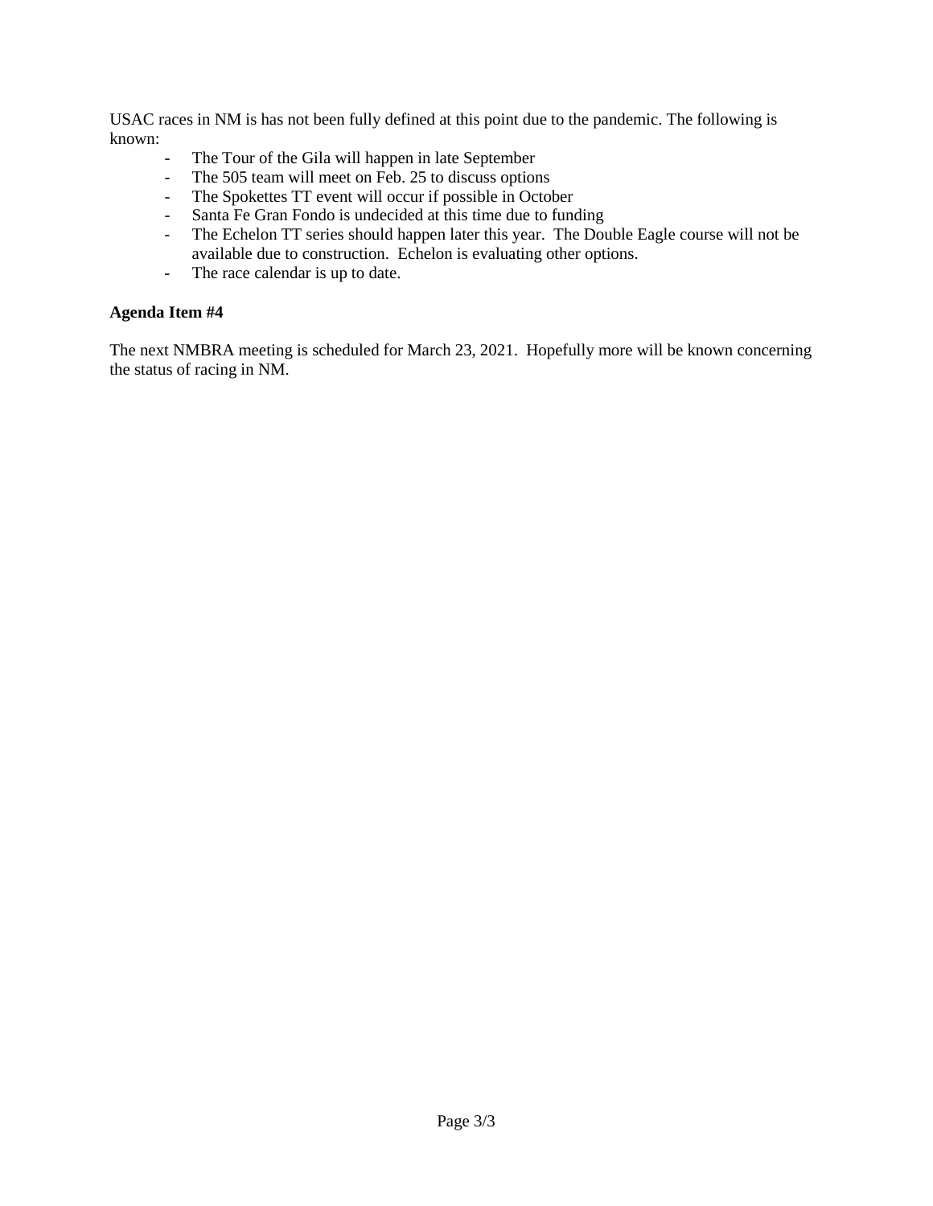USAC races in NM is has not been fully defined at this point due to the pandemic. The following is known:

- The Tour of the Gila will happen in late September
- The 505 team will meet on Feb. 25 to discuss options
- The Spokettes TT event will occur if possible in October
- Santa Fe Gran Fondo is undecided at this time due to funding
- The Echelon TT series should happen later this year. The Double Eagle course will not be available due to construction. Echelon is evaluating other options.
- The race calendar is up to date.

**Agenda Item #4**

The next NMBRA meeting is scheduled for March 23, 2021. Hopefully more will be known concerning the status of racing in NM.